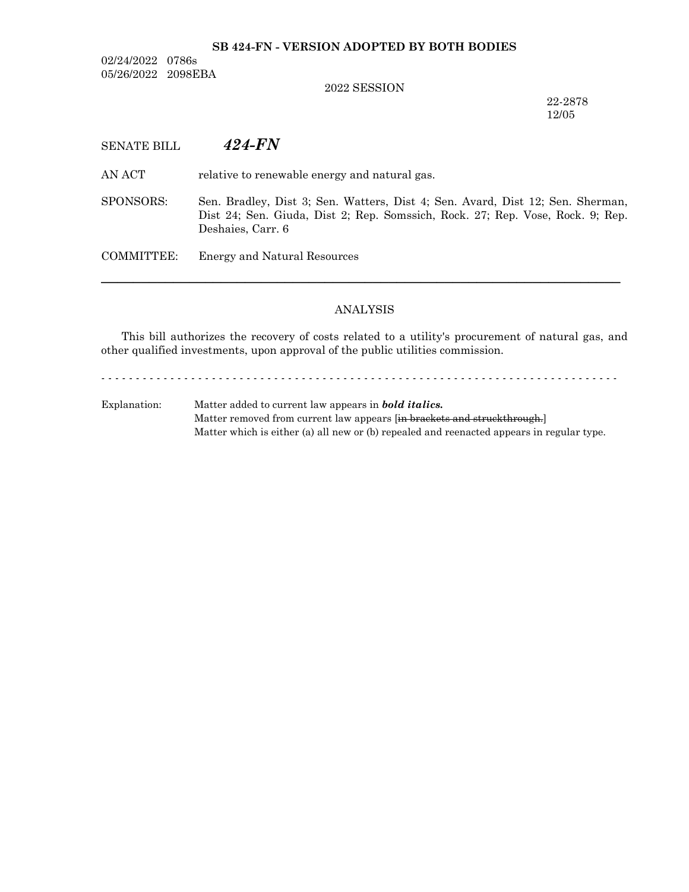**SB 424-FN - VERSION ADOPTED BY BOTH BODIES**

02/24/2022 0786s
05/26/2022 2098EBA

2022 SESSION

22-2878
12/05

SENATE BILL ***424-FN***

AN ACT relative to renewable energy and natural gas.

SPONSORS: Sen. Bradley, Dist 3; Sen. Watters, Dist 4; Sen. Avard, Dist 12; Sen. Sherman, Dist 24; Sen. Giuda, Dist 2; Rep. Somssich, Rock. 27; Rep. Vose, Rock. 9; Rep. Deshaies, Carr. 6

COMMITTEE: Energy and Natural Resources

---

## ANALYSIS

This bill authorizes the recovery of costs related to a utility's procurement of natural gas, and other qualified investments, upon approval of the public utilities commission.

- - - - - - - - - - - - - - - - - - - - - - - - - - - - - - - - - - - - - - - - - - - - - - - - - - - - - - - - - - - - - - - - - - - - - - - - - - - -

Explanation: Matter added to current law appears in ***bold italics.***
Matter removed from current law appears [~~in brackets and struckthrough.~~]
Matter which is either (a) all new or (b) repealed and reenacted appears in regular type.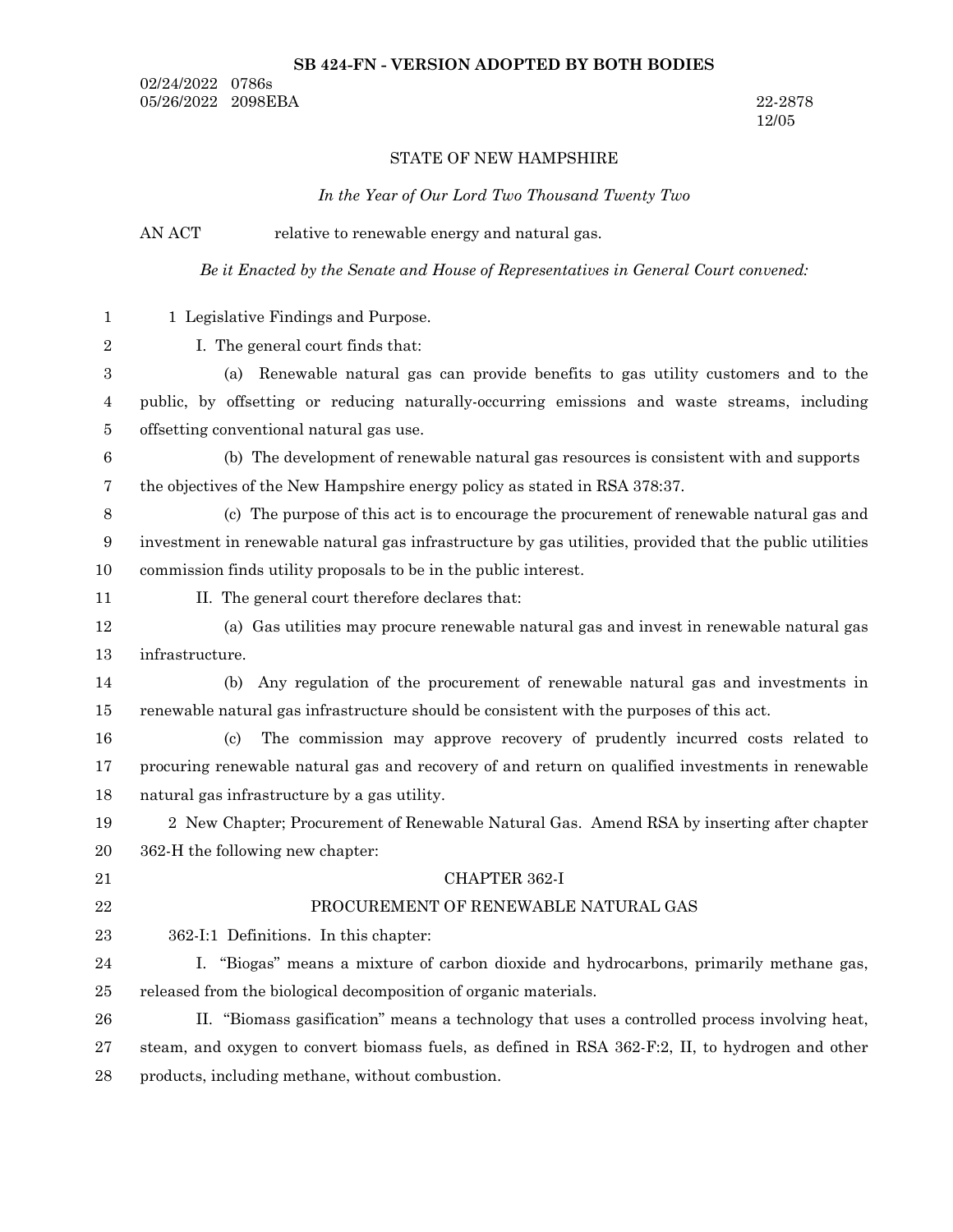**SB 424-FN - VERSION ADOPTED BY BOTH BODIES**

02/24/2022 0786s
05/26/2022 2098EBA

22-2878
12/05

STATE OF NEW HAMPSHIRE

*In the Year of Our Lord Two Thousand Twenty Two*

AN ACT relative to renewable energy and natural gas.

*Be it Enacted by the Senate and House of Representatives in General Court convened:*

1 Legislative Findings and Purpose.

I. The general court finds that:

(a) Renewable natural gas can provide benefits to gas utility customers and to the public, by offsetting or reducing naturally-occurring emissions and waste streams, including offsetting conventional natural gas use.

(b) The development of renewable natural gas resources is consistent with and supports the objectives of the New Hampshire energy policy as stated in RSA 378:37.

(c) The purpose of this act is to encourage the procurement of renewable natural gas and investment in renewable natural gas infrastructure by gas utilities, provided that the public utilities commission finds utility proposals to be in the public interest.

II. The general court therefore declares that:

(a) Gas utilities may procure renewable natural gas and invest in renewable natural gas infrastructure.

(b) Any regulation of the procurement of renewable natural gas and investments in renewable natural gas infrastructure should be consistent with the purposes of this act.

(c) The commission may approve recovery of prudently incurred costs related to procuring renewable natural gas and recovery of and return on qualified investments in renewable natural gas infrastructure by a gas utility.

2 New Chapter; Procurement of Renewable Natural Gas. Amend RSA by inserting after chapter 362-H the following new chapter:

CHAPTER 362-I

PROCUREMENT OF RENEWABLE NATURAL GAS

362-I:1 Definitions. In this chapter:

I. "Biogas" means a mixture of carbon dioxide and hydrocarbons, primarily methane gas, released from the biological decomposition of organic materials.

II. "Biomass gasification" means a technology that uses a controlled process involving heat, steam, and oxygen to convert biomass fuels, as defined in RSA 362-F:2, II, to hydrogen and other products, including methane, without combustion.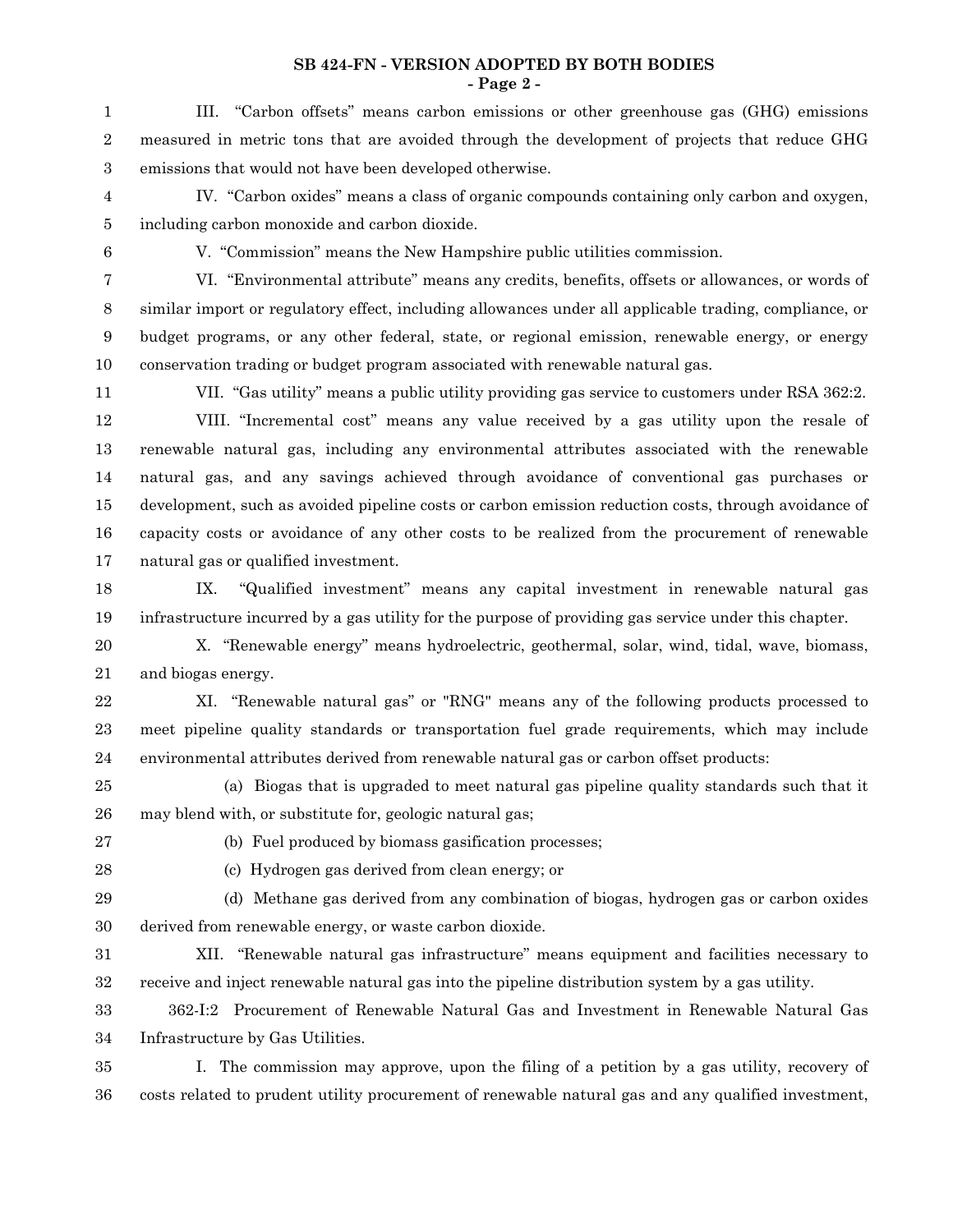III. "Carbon offsets" means carbon emissions or other greenhouse gas (GHG) emissions measured in metric tons that are avoided through the development of projects that reduce GHG emissions that would not have been developed otherwise.

IV. "Carbon oxides" means a class of organic compounds containing only carbon and oxygen, including carbon monoxide and carbon dioxide.

V. "Commission" means the New Hampshire public utilities commission.

VI. "Environmental attribute" means any credits, benefits, offsets or allowances, or words of similar import or regulatory effect, including allowances under all applicable trading, compliance, or budget programs, or any other federal, state, or regional emission, renewable energy, or energy conservation trading or budget program associated with renewable natural gas.

VII. "Gas utility" means a public utility providing gas service to customers under RSA 362:2.

VIII. "Incremental cost" means any value received by a gas utility upon the resale of renewable natural gas, including any environmental attributes associated with the renewable natural gas, and any savings achieved through avoidance of conventional gas purchases or development, such as avoided pipeline costs or carbon emission reduction costs, through avoidance of capacity costs or avoidance of any other costs to be realized from the procurement of renewable natural gas or qualified investment.

IX. "Qualified investment" means any capital investment in renewable natural gas infrastructure incurred by a gas utility for the purpose of providing gas service under this chapter.

X. "Renewable energy" means hydroelectric, geothermal, solar, wind, tidal, wave, biomass, and biogas energy.

XI. "Renewable natural gas" or "RNG" means any of the following products processed to meet pipeline quality standards or transportation fuel grade requirements, which may include environmental attributes derived from renewable natural gas or carbon offset products:

(a) Biogas that is upgraded to meet natural gas pipeline quality standards such that it may blend with, or substitute for, geologic natural gas;

(b) Fuel produced by biomass gasification processes;

(c) Hydrogen gas derived from clean energy; or

(d) Methane gas derived from any combination of biogas, hydrogen gas or carbon oxides derived from renewable energy, or waste carbon dioxide.

XII. "Renewable natural gas infrastructure" means equipment and facilities necessary to receive and inject renewable natural gas into the pipeline distribution system by a gas utility.

362-I:2 Procurement of Renewable Natural Gas and Investment in Renewable Natural Gas Infrastructure by Gas Utilities.

I. The commission may approve, upon the filing of a petition by a gas utility, recovery of costs related to prudent utility procurement of renewable natural gas and any qualified investment,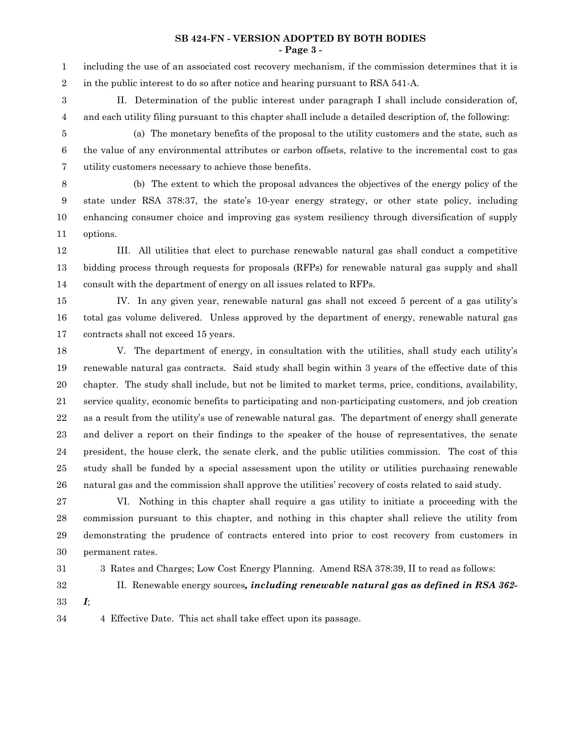including the use of an associated cost recovery mechanism, if the commission determines that it is in the public interest to do so after notice and hearing pursuant to RSA 541-A.

II. Determination of the public interest under paragraph I shall include consideration of, and each utility filing pursuant to this chapter shall include a detailed description of, the following:

(a) The monetary benefits of the proposal to the utility customers and the state, such as the value of any environmental attributes or carbon offsets, relative to the incremental cost to gas utility customers necessary to achieve those benefits.

(b) The extent to which the proposal advances the objectives of the energy policy of the state under RSA 378:37, the state's 10-year energy strategy, or other state policy, including enhancing consumer choice and improving gas system resiliency through diversification of supply options.

III. All utilities that elect to purchase renewable natural gas shall conduct a competitive bidding process through requests for proposals (RFPs) for renewable natural gas supply and shall consult with the department of energy on all issues related to RFPs.

IV. In any given year, renewable natural gas shall not exceed 5 percent of a gas utility's total gas volume delivered. Unless approved by the department of energy, renewable natural gas contracts shall not exceed 15 years.

V. The department of energy, in consultation with the utilities, shall study each utility's renewable natural gas contracts. Said study shall begin within 3 years of the effective date of this chapter. The study shall include, but not be limited to market terms, price, conditions, availability, service quality, economic benefits to participating and non-participating customers, and job creation as a result from the utility's use of renewable natural gas. The department of energy shall generate and deliver a report on their findings to the speaker of the house of representatives, the senate president, the house clerk, the senate clerk, and the public utilities commission. The cost of this study shall be funded by a special assessment upon the utility or utilities purchasing renewable natural gas and the commission shall approve the utilities' recovery of costs related to said study.

VI. Nothing in this chapter shall require a gas utility to initiate a proceeding with the commission pursuant to this chapter, and nothing in this chapter shall relieve the utility from demonstrating the prudence of contracts entered into prior to cost recovery from customers in permanent rates.

3 Rates and Charges; Low Cost Energy Planning. Amend RSA 378:39, II to read as follows:

II. Renewable energy sources***, including renewable natural gas as defined in RSA 362-I***;

4 Effective Date. This act shall take effect upon its passage.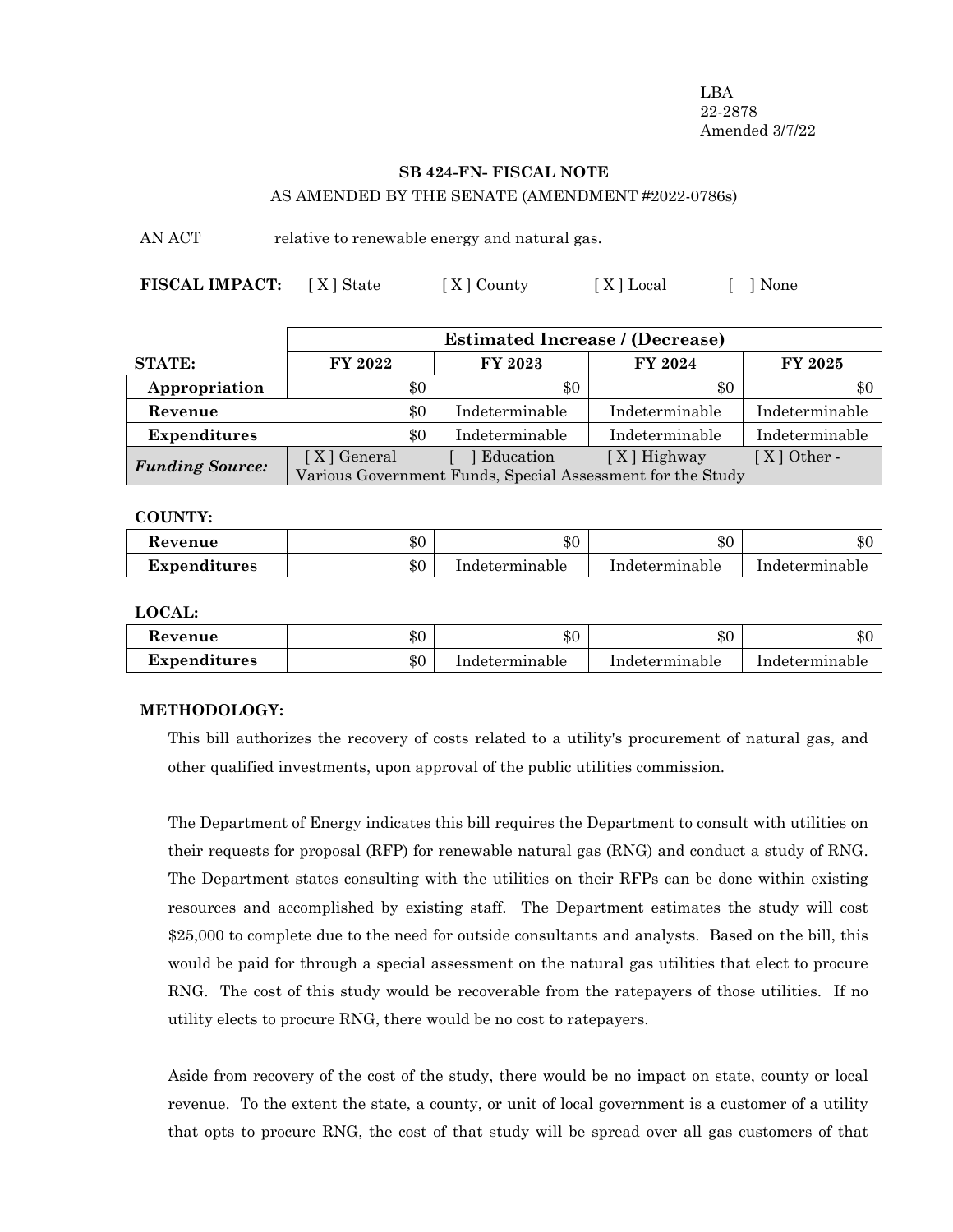LBA
22-2878
Amended 3/7/22

## SB 424-FN- FISCAL NOTE

AS AMENDED BY THE SENATE (AMENDMENT #2022-0786s)

AN ACT relative to renewable energy and natural gas.

**FISCAL IMPACT:** [ X ] State [ X ] County [ X ] Local [ ] None

| | Estimated Increase / (Decrease) | | | |
|---|---|---|---|---|
| **STATE:** | **FY 2022** | **FY 2023** | **FY 2024** | **FY 2025** |
| **Appropriation** | $0 | $0 | $0 | $0 |
| **Revenue** | $0 | Indeterminable | Indeterminable | Indeterminable |
| **Expenditures** | $0 | Indeterminable | Indeterminable | Indeterminable |
| ***Funding Source:*** | [ X ] General [ ] Education [ X ] Highway [ X ] Other - Various Government Funds, Special Assessment for the Study | | | |

**COUNTY:**

| | | | | |
|---|---|---|---|---|
| **Revenue** | $0 | $0 | $0 | $0 |
| **Expenditures** | $0 | Indeterminable | Indeterminable | Indeterminable |

**LOCAL:**

| | | | | |
|---|---|---|---|---|
| **Revenue** | $0 | $0 | $0 | $0 |
| **Expenditures** | $0 | Indeterminable | Indeterminable | Indeterminable |

**METHODOLOGY:**

This bill authorizes the recovery of costs related to a utility's procurement of natural gas, and other qualified investments, upon approval of the public utilities commission.

The Department of Energy indicates this bill requires the Department to consult with utilities on their requests for proposal (RFP) for renewable natural gas (RNG) and conduct a study of RNG. The Department states consulting with the utilities on their RFPs can be done within existing resources and accomplished by existing staff. The Department estimates the study will cost $25,000 to complete due to the need for outside consultants and analysts. Based on the bill, this would be paid for through a special assessment on the natural gas utilities that elect to procure RNG. The cost of this study would be recoverable from the ratepayers of those utilities. If no utility elects to procure RNG, there would be no cost to ratepayers.

Aside from recovery of the cost of the study, there would be no impact on state, county or local revenue. To the extent the state, a county, or unit of local government is a customer of a utility that opts to procure RNG, the cost of that study will be spread over all gas customers of that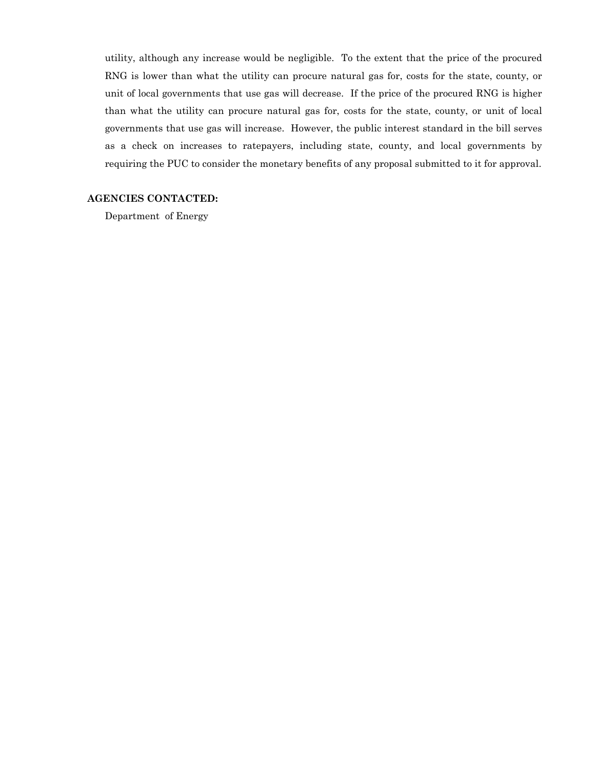utility, although any increase would be negligible. To the extent that the price of the procured RNG is lower than what the utility can procure natural gas for, costs for the state, county, or unit of local governments that use gas will decrease. If the price of the procured RNG is higher than what the utility can procure natural gas for, costs for the state, county, or unit of local governments that use gas will increase. However, the public interest standard in the bill serves as a check on increases to ratepayers, including state, county, and local governments by requiring the PUC to consider the monetary benefits of any proposal submitted to it for approval.

**AGENCIES CONTACTED:**

Department of Energy